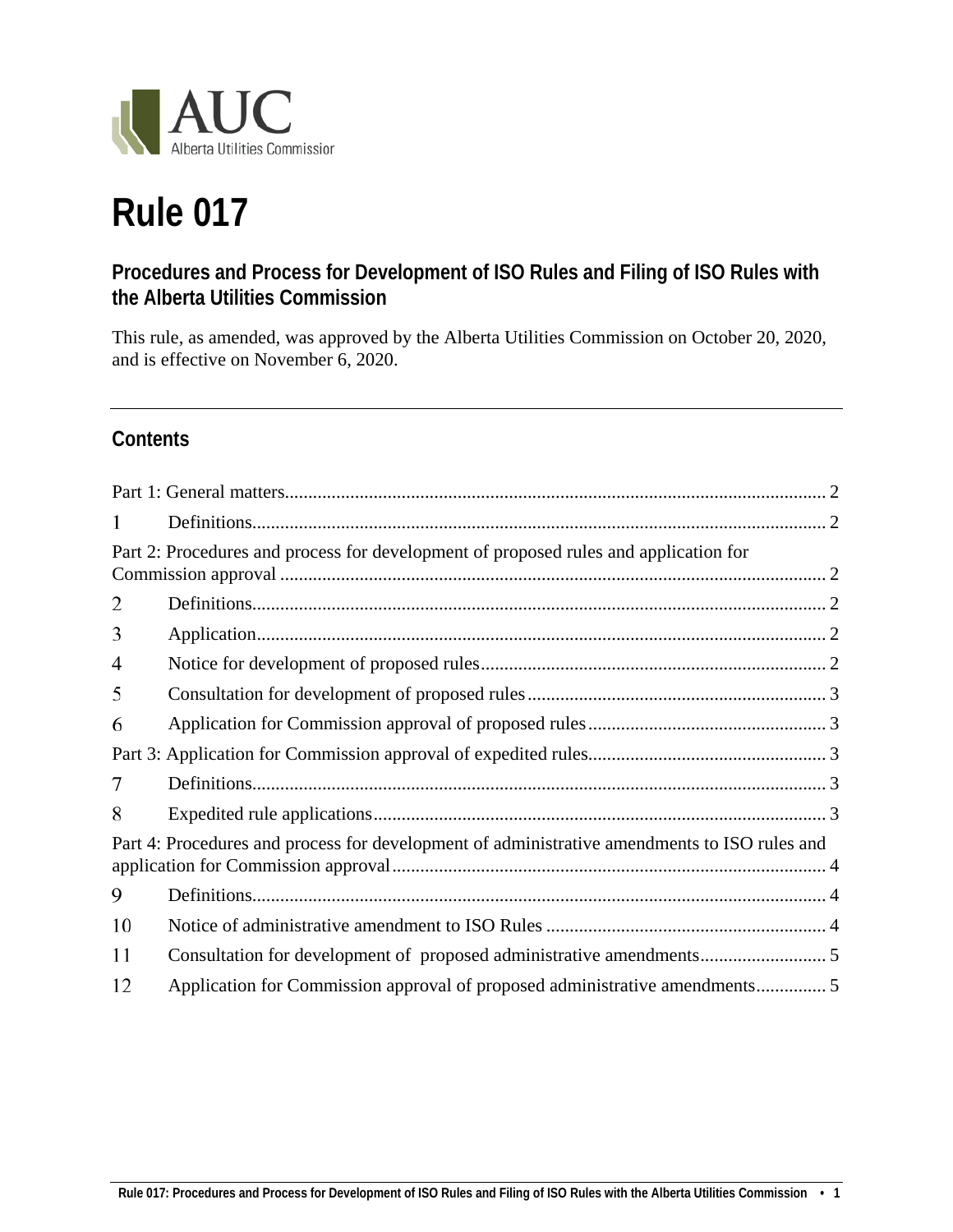# Rule 017

## Procedures and Process for Development of ISO Rules and Filing of ISO Rules with the Alberta Utilities Commission

This rule, as amended, was approved by the Alberta Utilities Commission on October 20, 2020, and is effective on November 6, 2020.

---

### Contents

Part 1: General matters ........ 2

1 Definitions ........ 2

Part 2: Procedures and process for development of proposed rules and application for Commission approval ........ 2

2 Definitions ........ 2

3 Application ........ 2

4 Notice for development of proposed rules ........ 2

5 Consultation for development of proposed rules ........ 3

6 Application for Commission approval of proposed rules ........ 3

Part 3: Application for Commission approval of expedited rules ........ 3

7 Definitions ........ 3

8 Expedited rule applications ........ 3

Part 4: Procedures and process for development of administrative amendments to ISO rules and application for Commission approval ........ 4

9 Definitions ........ 4

10 Notice of administrative amendment to ISO Rules ........ 4

11 Consultation for development of proposed administrative amendments ........ 5

12 Application for Commission approval of proposed administrative amendments ........ 5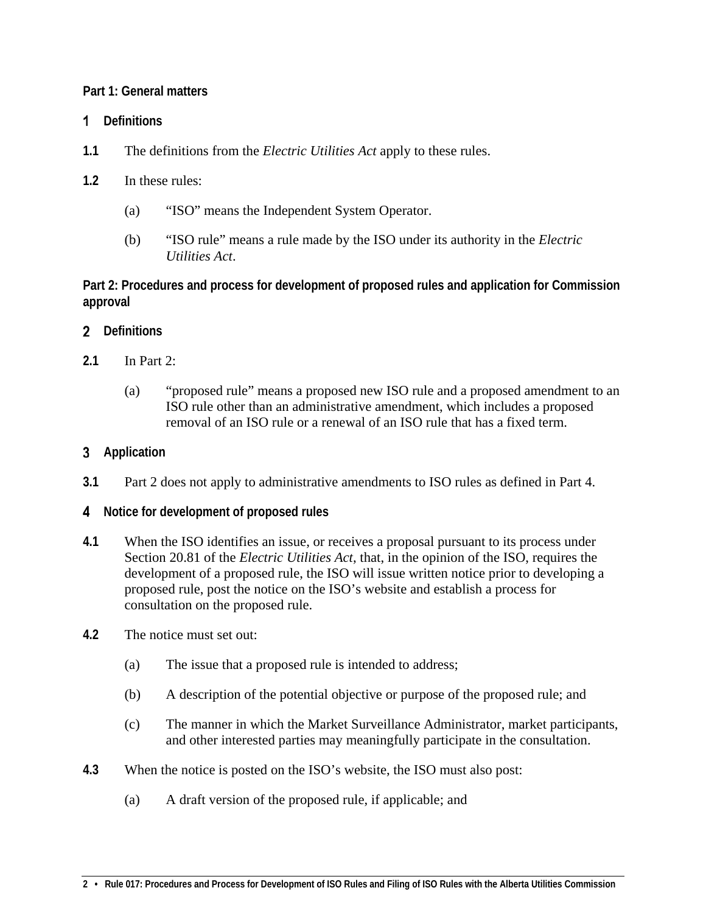## Part 1: General matters

### 1 Definitions

**1.1** The definitions from the *Electric Utilities Act* apply to these rules.

**1.2** In these rules:

(a) "ISO" means the Independent System Operator.

(b) "ISO rule" means a rule made by the ISO under its authority in the *Electric Utilities Act*.

## Part 2: Procedures and process for development of proposed rules and application for Commission approval

### 2 Definitions

**2.1** In Part 2:

(a) "proposed rule" means a proposed new ISO rule and a proposed amendment to an ISO rule other than an administrative amendment, which includes a proposed removal of an ISO rule or a renewal of an ISO rule that has a fixed term.

### 3 Application

**3.1** Part 2 does not apply to administrative amendments to ISO rules as defined in Part 4.

### 4 Notice for development of proposed rules

**4.1** When the ISO identifies an issue, or receives a proposal pursuant to its process under Section 20.81 of the *Electric Utilities Act*, that, in the opinion of the ISO, requires the development of a proposed rule, the ISO will issue written notice prior to developing a proposed rule, post the notice on the ISO's website and establish a process for consultation on the proposed rule.

**4.2** The notice must set out:

(a) The issue that a proposed rule is intended to address;

(b) A description of the potential objective or purpose of the proposed rule; and

(c) The manner in which the Market Surveillance Administrator, market participants, and other interested parties may meaningfully participate in the consultation.

**4.3** When the notice is posted on the ISO's website, the ISO must also post:

(a) A draft version of the proposed rule, if applicable; and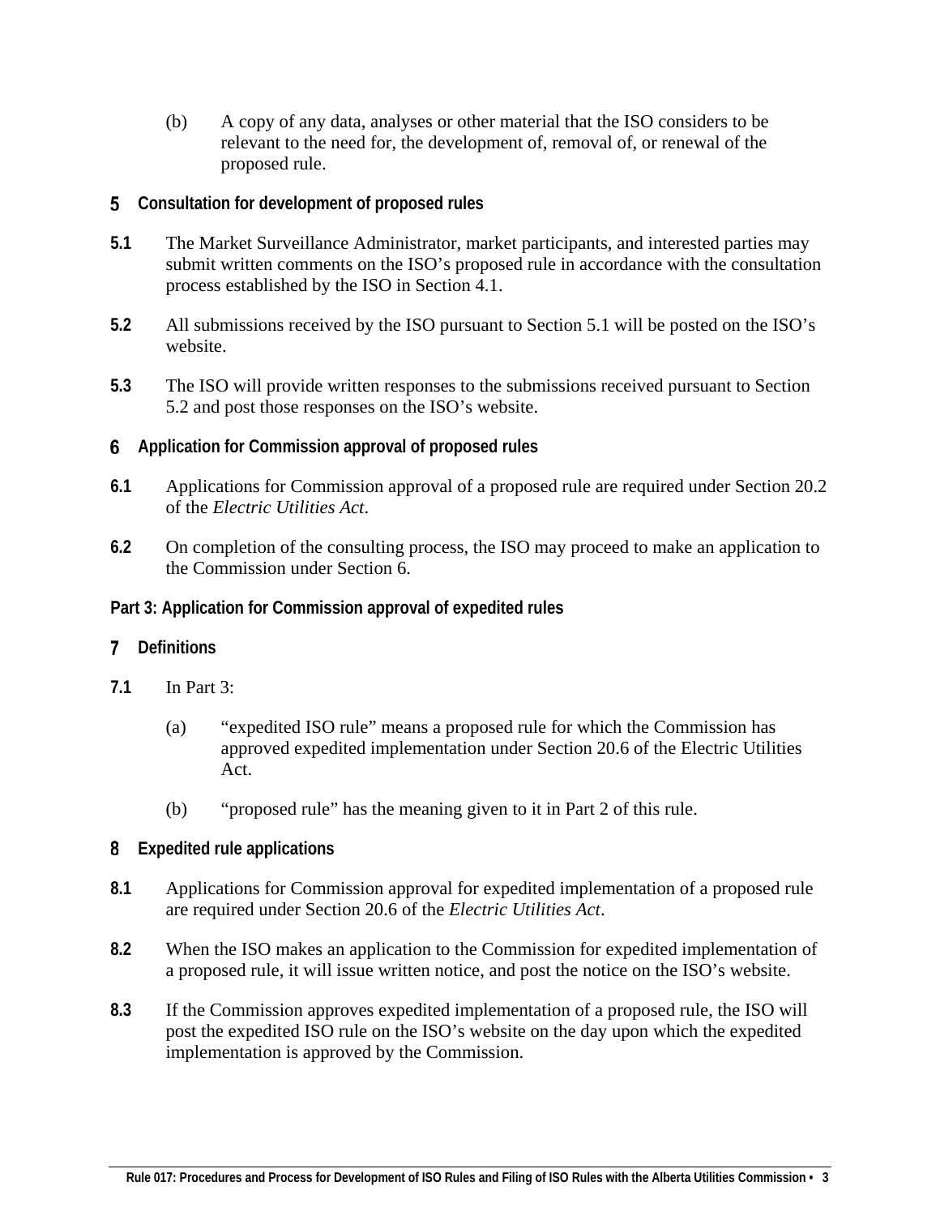(b) A copy of any data, analyses or other material that the ISO considers to be relevant to the need for, the development of, removal of, or renewal of the proposed rule.

## 5 Consultation for development of proposed rules

**5.1** The Market Surveillance Administrator, market participants, and interested parties may submit written comments on the ISO's proposed rule in accordance with the consultation process established by the ISO in Section 4.1.

**5.2** All submissions received by the ISO pursuant to Section 5.1 will be posted on the ISO's website.

**5.3** The ISO will provide written responses to the submissions received pursuant to Section 5.2 and post those responses on the ISO's website.

## 6 Application for Commission approval of proposed rules

**6.1** Applications for Commission approval of a proposed rule are required under Section 20.2 of the *Electric Utilities Act*.

**6.2** On completion of the consulting process, the ISO may proceed to make an application to the Commission under Section 6.

# Part 3: Application for Commission approval of expedited rules

## 7 Definitions

**7.1** In Part 3:

(a) "expedited ISO rule" means a proposed rule for which the Commission has approved expedited implementation under Section 20.6 of the Electric Utilities Act.

(b) "proposed rule" has the meaning given to it in Part 2 of this rule.

## 8 Expedited rule applications

**8.1** Applications for Commission approval for expedited implementation of a proposed rule are required under Section 20.6 of the *Electric Utilities Act*.

**8.2** When the ISO makes an application to the Commission for expedited implementation of a proposed rule, it will issue written notice, and post the notice on the ISO's website.

**8.3** If the Commission approves expedited implementation of a proposed rule, the ISO will post the expedited ISO rule on the ISO's website on the day upon which the expedited implementation is approved by the Commission.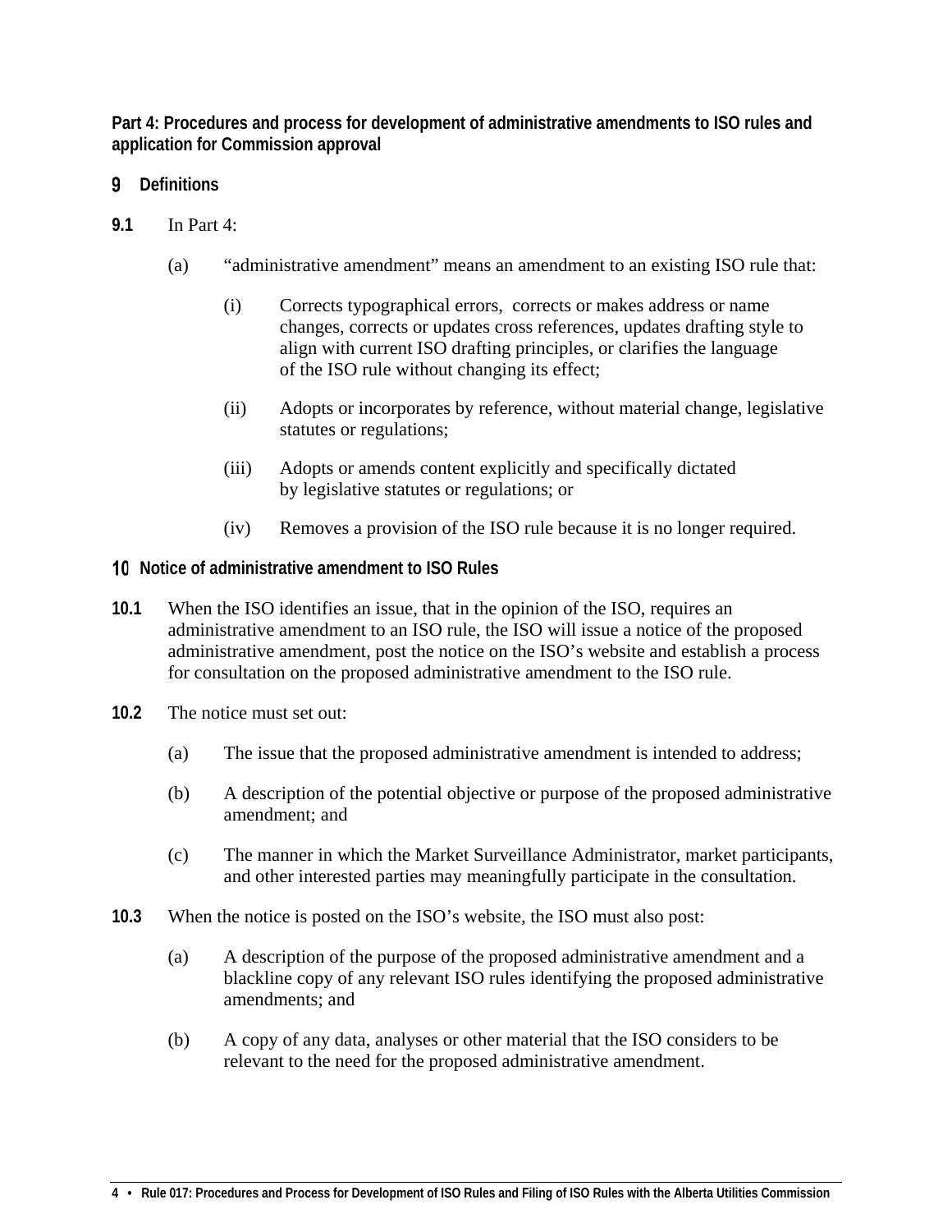**Part 4: Procedures and process for development of administrative amendments to ISO rules and application for Commission approval**

## 9 Definitions

**9.1** In Part 4:

(a) "administrative amendment" means an amendment to an existing ISO rule that:

(i) Corrects typographical errors, corrects or makes address or name changes, corrects or updates cross references, updates drafting style to align with current ISO drafting principles, or clarifies the language of the ISO rule without changing its effect;

(ii) Adopts or incorporates by reference, without material change, legislative statutes or regulations;

(iii) Adopts or amends content explicitly and specifically dictated by legislative statutes or regulations; or

(iv) Removes a provision of the ISO rule because it is no longer required.

## 10 Notice of administrative amendment to ISO Rules

**10.1** When the ISO identifies an issue, that in the opinion of the ISO, requires an administrative amendment to an ISO rule, the ISO will issue a notice of the proposed administrative amendment, post the notice on the ISO's website and establish a process for consultation on the proposed administrative amendment to the ISO rule.

**10.2** The notice must set out:

(a) The issue that the proposed administrative amendment is intended to address;

(b) A description of the potential objective or purpose of the proposed administrative amendment; and

(c) The manner in which the Market Surveillance Administrator, market participants, and other interested parties may meaningfully participate in the consultation.

**10.3** When the notice is posted on the ISO's website, the ISO must also post:

(a) A description of the purpose of the proposed administrative amendment and a blackline copy of any relevant ISO rules identifying the proposed administrative amendments; and

(b) A copy of any data, analyses or other material that the ISO considers to be relevant to the need for the proposed administrative amendment.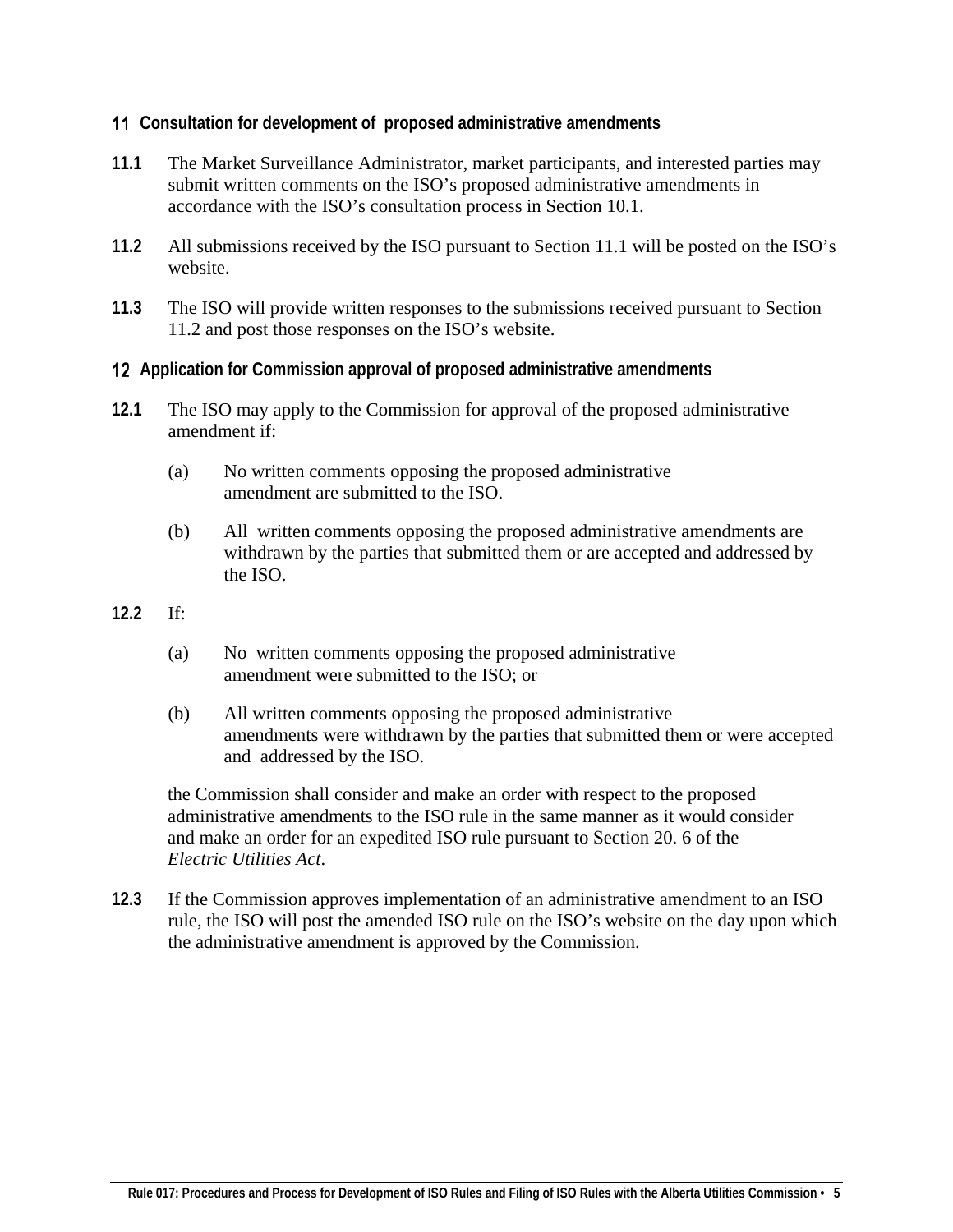## 11 Consultation for development of proposed administrative amendments

**11.1** The Market Surveillance Administrator, market participants, and interested parties may submit written comments on the ISO's proposed administrative amendments in accordance with the ISO's consultation process in Section 10.1.

**11.2** All submissions received by the ISO pursuant to Section 11.1 will be posted on the ISO's website.

**11.3** The ISO will provide written responses to the submissions received pursuant to Section 11.2 and post those responses on the ISO's website.

## 12 Application for Commission approval of proposed administrative amendments

**12.1** The ISO may apply to the Commission for approval of the proposed administrative amendment if:

(a) No written comments opposing the proposed administrative amendment are submitted to the ISO.

(b) All written comments opposing the proposed administrative amendments are withdrawn by the parties that submitted them or are accepted and addressed by the ISO.

**12.2** If:

(a) No written comments opposing the proposed administrative amendment were submitted to the ISO; or

(b) All written comments opposing the proposed administrative amendments were withdrawn by the parties that submitted them or were accepted and addressed by the ISO.

the Commission shall consider and make an order with respect to the proposed administrative amendments to the ISO rule in the same manner as it would consider and make an order for an expedited ISO rule pursuant to Section 20. 6 of the *Electric Utilities Act*.

**12.3** If the Commission approves implementation of an administrative amendment to an ISO rule, the ISO will post the amended ISO rule on the ISO's website on the day upon which the administrative amendment is approved by the Commission.